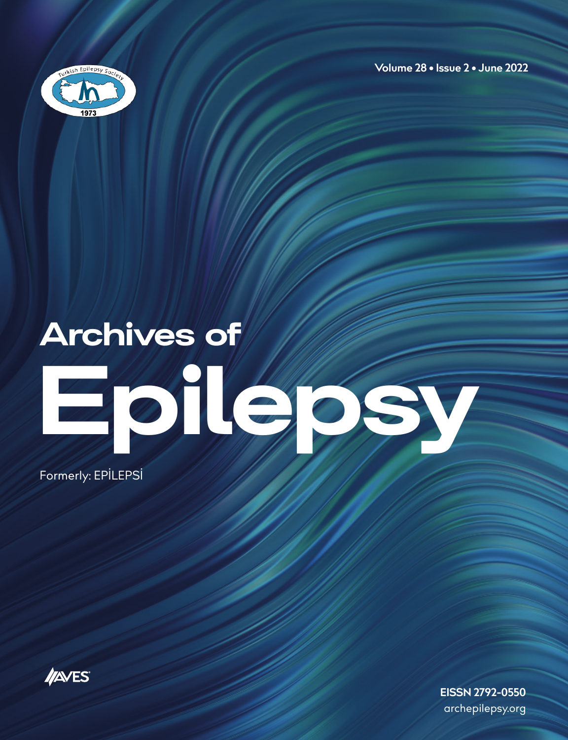Volume 28 • Issue 2 • June 2022

Turkish Epilepsy Society

1973

# Archives of Epilepsy

Formerly: EPİLEPSİ

AVES

EISSN 2792-0550

archepilepsy.org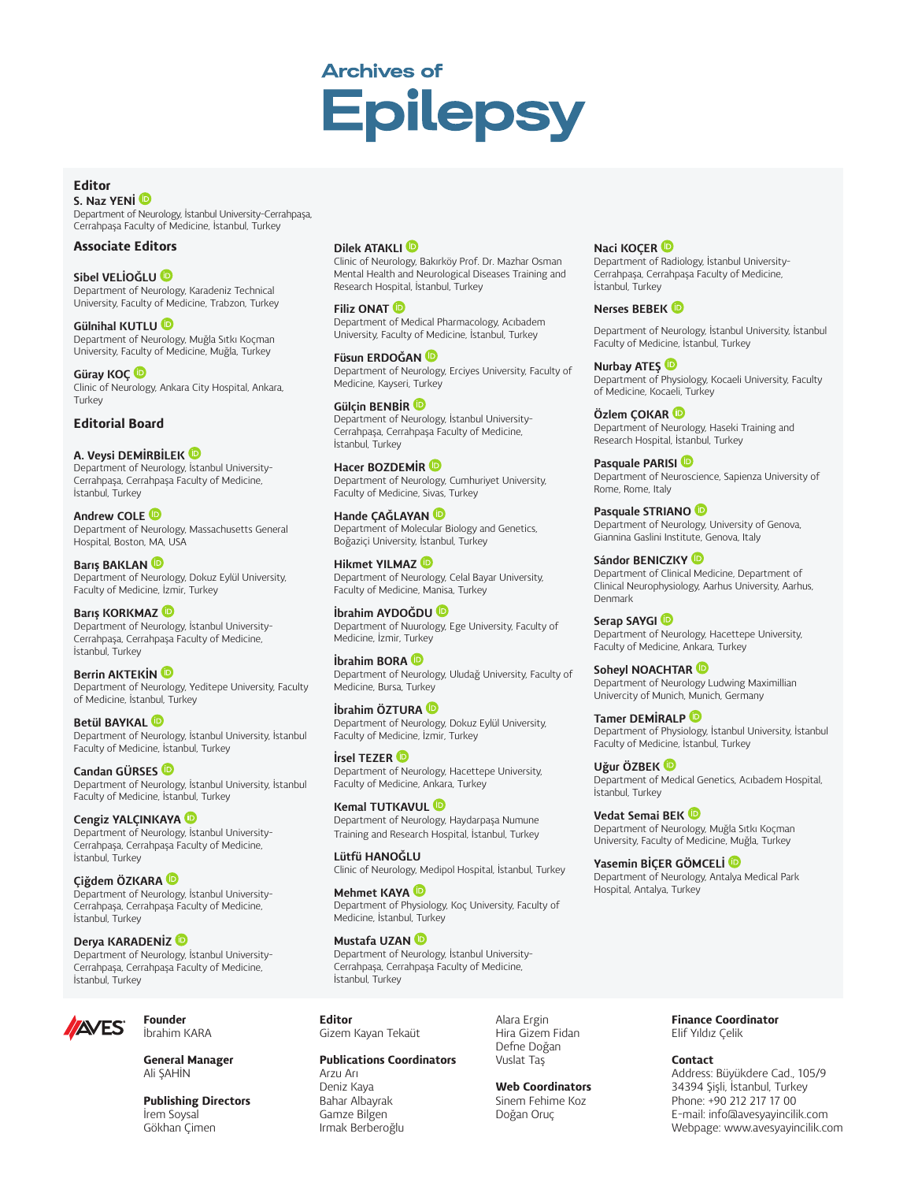# Archives of Epilepsy

## Editor

**S. Naz YENİ**
Department of Neurology, İstanbul University-Cerrahpaşa, Cerrahpaşa Faculty of Medicine, İstanbul, Turkey

## Associate Editors

**Sibel VELİOĞLU**
Department of Neurology, Karadeniz Technical University, Faculty of Medicine, Trabzon, Turkey

**Gülnihal KUTLU**
Department of Neurology, Muğla Sıtkı Koçman University, Faculty of Medicine, Muğla, Turkey

**Güray KOÇ**
Clinic of Neurology, Ankara City Hospital, Ankara, Turkey

## Editorial Board

**A. Veysi DEMİRBİLEK**
Department of Neurology, İstanbul University-Cerrahpaşa, Cerrahpaşa Faculty of Medicine, İstanbul, Turkey

**Andrew COLE**
Department of Neurology, Massachusetts General Hospital, Boston, MA, USA

**Barış BAKLAN**
Department of Neurology, Dokuz Eylül University, Faculty of Medicine, İzmir, Turkey

**Barış KORKMAZ**
Department of Neurology, İstanbul University-Cerrahpaşa, Cerrahpaşa Faculty of Medicine, İstanbul, Turkey

**Berrin AKTEKİN**
Department of Neurology, Yeditepe University, Faculty of Medicine, İstanbul, Turkey

**Betül BAYKAL**
Department of Neurology, İstanbul University, İstanbul Faculty of Medicine, İstanbul, Turkey

**Candan GÜRSES**
Department of Neurology, İstanbul University, İstanbul Faculty of Medicine, İstanbul, Turkey

**Cengiz YALÇINKAYA**
Department of Neurology, İstanbul University-Cerrahpaşa, Cerrahpaşa Faculty of Medicine, İstanbul, Turkey

**Çiğdem ÖZKARA**
Department of Neurology, İstanbul University-Cerrahpaşa, Cerrahpaşa Faculty of Medicine, İstanbul, Turkey

**Derya KARADENİZ**
Department of Neurology, İstanbul University-Cerrahpaşa, Cerrahpaşa Faculty of Medicine, İstanbul, Turkey

**Dilek ATAKLI**
Clinic of Neurology, Bakırköy Prof. Dr. Mazhar Osman Mental Health and Neurological Diseases Training and Research Hospital, İstanbul, Turkey

**Filiz ONAT**
Department of Medical Pharmacology, Acıbadem University, Faculty of Medicine, İstanbul, Turkey

**Füsun ERDOĞAN**
Department of Neurology, Erciyes University, Faculty of Medicine, Kayseri, Turkey

**Gülçin BENBİR**
Department of Neurology, İstanbul University-Cerrahpaşa, Cerrahpaşa Faculty of Medicine, İstanbul, Turkey

**Hacer BOZDEMİR**
Department of Neurology, Cumhuriyet University, Faculty of Medicine, Sivas, Turkey

**Hande ÇAĞLAYAN**
Department of Molecular Biology and Genetics, Boğaziçi University, İstanbul, Turkey

**Hikmet YILMAZ**
Department of Neurology, Celal Bayar University, Faculty of Medicine, Manisa, Turkey

**İbrahim AYDOĞDU**
Department of Nuurology, Ege University, Faculty of Medicine, İzmir, Turkey

**İbrahim BORA**
Department of Neurology, Uludağ University, Faculty of Medicine, Bursa, Turkey

**İbrahim ÖZTURA**
Department of Neurology, Dokuz Eylül University, Faculty of Medicine, İzmir, Turkey

**İrsel TEZER**
Department of Neurology, Hacettepe University, Faculty of Medicine, Ankara, Turkey

**Kemal TUTKAVUL**
Department of Neurology, Haydarpaşa Numune Training and Research Hospital, İstanbul, Turkey

**Lütfü HANOĞLU**
Clinic of Neurology, Medipol Hospital, İstanbul, Turkey

**Mehmet KAYA**
Department of Physiology, Koç University, Faculty of Medicine, İstanbul, Turkey

**Mustafa UZAN**
Department of Neurology, İstanbul University-Cerrahpaşa, Cerrahpaşa Faculty of Medicine, İstanbul, Turkey

**Naci KOÇER**
Department of Radiology, İstanbul University-Cerrahpaşa, Cerrahpaşa Faculty of Medicine, İstanbul, Turkey

**Nerses BEBEK**
Department of Neurology, İstanbul University, İstanbul Faculty of Medicine, İstanbul, Turkey

**Nurbay ATEŞ**
Department of Physiology, Kocaeli University, Faculty of Medicine, Kocaeli, Turkey

**Özlem ÇOKAR**
Department of Neurology, Haseki Training and Research Hospital, İstanbul, Turkey

**Pasquale PARISI**
Department of Neuroscience, Sapienza University of Rome, Rome, Italy

**Pasquale STRIANO**
Department of Neurology, University of Genova, Giannina Gaslini Institute, Genova, Italy

**Sándor BENICZKY**
Department of Clinical Medicine, Department of Clinical Neurophysiology, Aarhus University, Aarhus, Denmark

**Serap SAYGI**
Department of Neurology, Hacettepe University, Faculty of Medicine, Ankara, Turkey

**Soheyl NOACHTAR**
Department of Neurology Ludwing Maximillian Univercity of Munich, Munich, Germany

**Tamer DEMİRALP**
Department of Physiology, İstanbul University, İstanbul Faculty of Medicine, İstanbul, Turkey

**Uğur ÖZBEK**
Department of Medical Genetics, Acıbadem Hospital, İstanbul, Turkey

**Vedat Semai BEK**
Department of Neurology, Muğla Sıtkı Koçman University, Faculty of Medicine, Muğla, Turkey

**Yasemin BİÇER GÖMCELİ**
Department of Neurology, Antalya Medical Park Hospital, Antalya, Turkey

---

AVES

**Founder**
İbrahim KARA

**General Manager**
Ali ŞAHİN

**Publishing Directors**
İrem Soysal
Gökhan Çimen

**Editor**
Gizem Kayan Tekaüt

**Publications Coordinators**
Arzu Arı
Deniz Kaya
Bahar Albayrak
Gamze Bilgen
Irmak Berberoğlu
Alara Ergin
Hira Gizem Fidan
Defne Doğan
Vuslat Taş

**Web Coordinators**
Sinem Fehime Koz
Doğan Oruç

**Finance Coordinator**
Elif Yıldız Çelik

**Contact**
Address: Büyükdere Cad., 105/9 34394 Şişli, İstanbul, Turkey
Phone: +90 212 217 17 00
E-mail: info@avesyayincilik.com
Webpage: www.avesyayincilik.com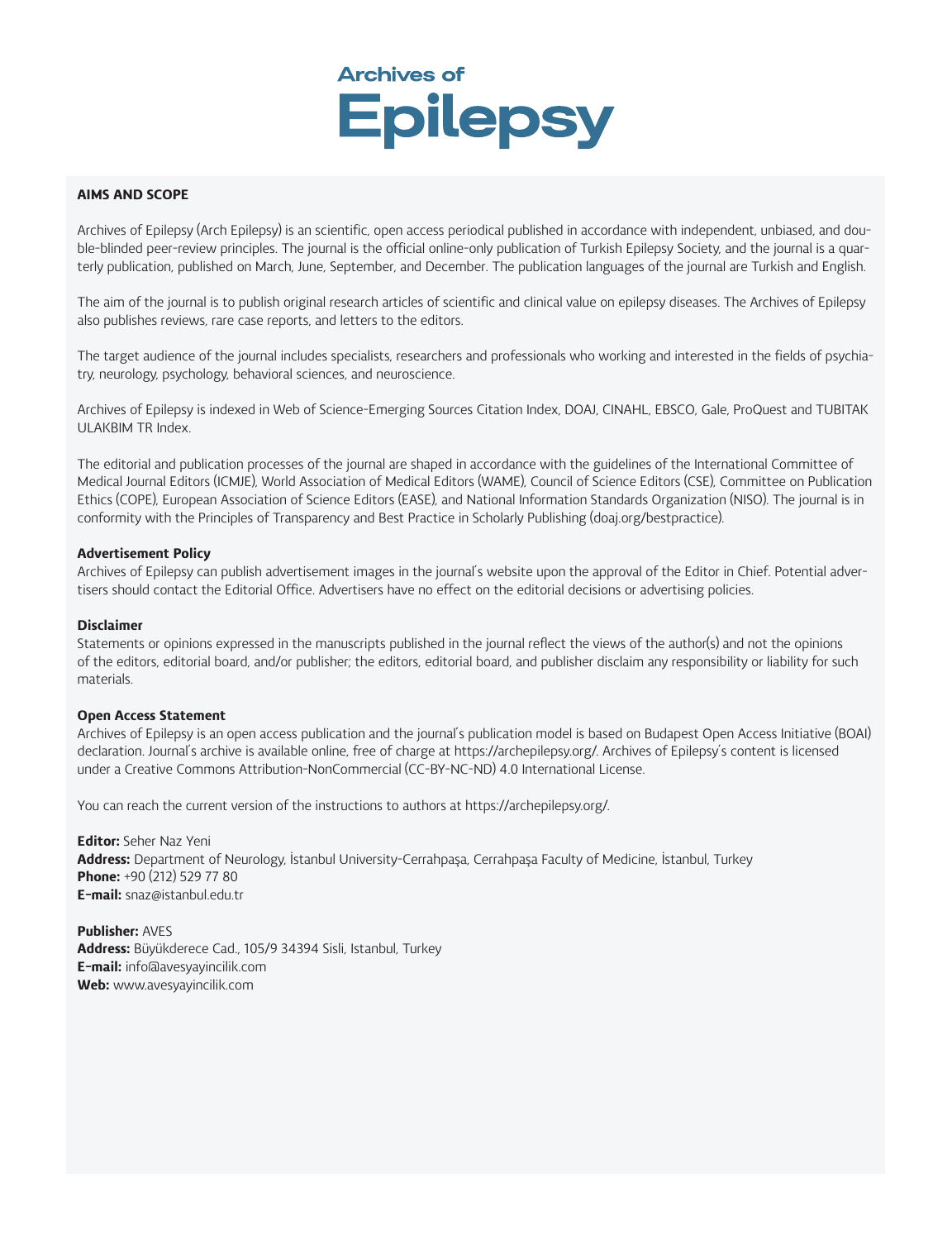# Archives of Epilepsy

## AIMS AND SCOPE

Archives of Epilepsy (Arch Epilepsy) is an scientific, open access periodical published in accordance with independent, unbiased, and double-blinded peer-review principles. The journal is the official online-only publication of Turkish Epilepsy Society, and the journal is a quarterly publication, published on March, June, September, and December. The publication languages of the journal are Turkish and English.

The aim of the journal is to publish original research articles of scientific and clinical value on epilepsy diseases. The Archives of Epilepsy also publishes reviews, rare case reports, and letters to the editors.

The target audience of the journal includes specialists, researchers and professionals who working and interested in the fields of psychiatry, neurology, psychology, behavioral sciences, and neuroscience.

Archives of Epilepsy is indexed in Web of Science-Emerging Sources Citation Index, DOAJ, CINAHL, EBSCO, Gale, ProQuest and TUBITAK ULAKBIM TR Index.

The editorial and publication processes of the journal are shaped in accordance with the guidelines of the International Committee of Medical Journal Editors (ICMJE), World Association of Medical Editors (WAME), Council of Science Editors (CSE), Committee on Publication Ethics (COPE), European Association of Science Editors (EASE), and National Information Standards Organization (NISO). The journal is in conformity with the Principles of Transparency and Best Practice in Scholarly Publishing (doaj.org/bestpractice).

**Advertisement Policy**
Archives of Epilepsy can publish advertisement images in the journal's website upon the approval of the Editor in Chief. Potential advertisers should contact the Editorial Office. Advertisers have no effect on the editorial decisions or advertising policies.

**Disclaimer**
Statements or opinions expressed in the manuscripts published in the journal reflect the views of the author(s) and not the opinions of the editors, editorial board, and/or publisher; the editors, editorial board, and publisher disclaim any responsibility or liability for such materials.

**Open Access Statement**
Archives of Epilepsy is an open access publication and the journal's publication model is based on Budapest Open Access Initiative (BOAI) declaration. Journal's archive is available online, free of charge at https://archepilepsy.org/. Archives of Epilepsy's content is licensed under a Creative Commons Attribution-NonCommercial (CC-BY-NC-ND) 4.0 International License.

You can reach the current version of the instructions to authors at https://archepilepsy.org/.

**Editor:** Seher Naz Yeni
**Address:** Department of Neurology, İstanbul University-Cerrahpaşa, Cerrahpaşa Faculty of Medicine, İstanbul, Turkey
**Phone:** +90 (212) 529 77 80
**E-mail:** snaz@istanbul.edu.tr

**Publisher:** AVES
**Address:** Büyükderece Cad., 105/9 34394 Sisli, Istanbul, Turkey
**E-mail:** info@avesyayincilik.com
**Web:** www.avesyayincilik.com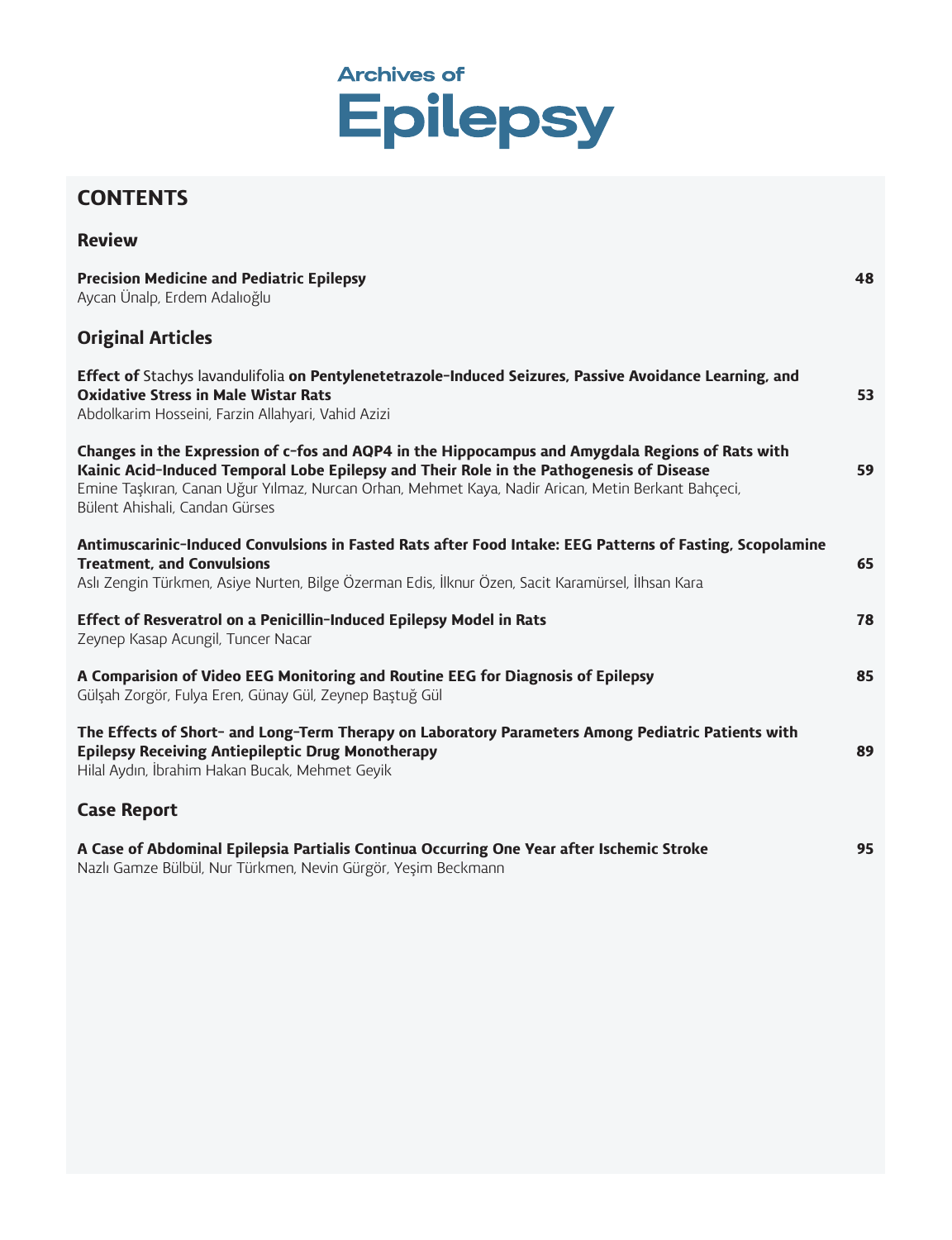Archives of

# Epilepsy

## CONTENTS

### Review

**Precision Medicine and Pediatric Epilepsy** **48**
Aycan Ünalp, Erdem Adalıoğlu

### Original Articles

**Effect of** *Stachys lavandulifolia* **on Pentylenetetrazole-Induced Seizures, Passive Avoidance Learning, and Oxidative Stress in Male Wistar Rats** **53**
Abdolkarim Hosseini, Farzin Allahyari, Vahid Azizi

**Changes in the Expression of c-fos and AQP4 in the Hippocampus and Amygdala Regions of Rats with Kainic Acid-Induced Temporal Lobe Epilepsy and Their Role in the Pathogenesis of Disease** **59**
Emine Taşkıran, Canan Uğur Yılmaz, Nurcan Orhan, Mehmet Kaya, Nadir Arican, Metin Berkant Bahçeci, Bülent Ahishali, Candan Gürses

**Antimuscarinic-Induced Convulsions in Fasted Rats after Food Intake: EEG Patterns of Fasting, Scopolamine Treatment, and Convulsions** **65**
Aslı Zengin Türkmen, Asiye Nurten, Bilge Özerman Edis, İlknur Özen, Sacit Karamürsel, İlhsan Kara

**Effect of Resveratrol on a Penicillin-Induced Epilepsy Model in Rats** **78**
Zeynep Kasap Acungil, Tuncer Nacar

**A Comparision of Video EEG Monitoring and Routine EEG for Diagnosis of Epilepsy** **85**
Gülşah Zorgör, Fulya Eren, Günay Gül, Zeynep Baştuğ Gül

**The Effects of Short- and Long-Term Therapy on Laboratory Parameters Among Pediatric Patients with Epilepsy Receiving Antiepileptic Drug Monotherapy** **89**
Hilal Aydın, İbrahim Hakan Bucak, Mehmet Geyik

### Case Report

**A Case of Abdominal Epilepsia Partialis Continua Occurring One Year after Ischemic Stroke** **95**
Nazlı Gamze Bülbül, Nur Türkmen, Nevin Gürgör, Yeşim Beckmann